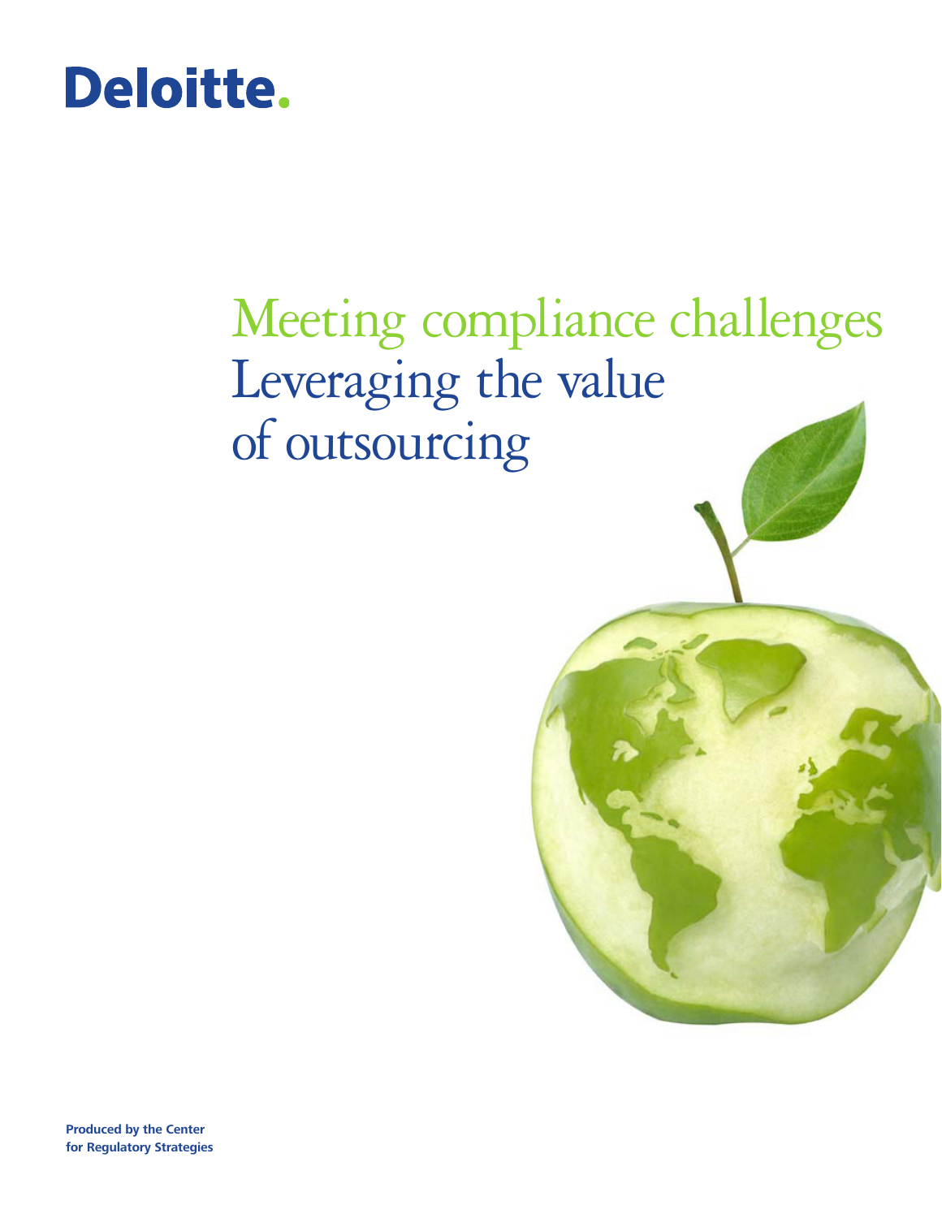Deloitte.

# Meeting compliance challenges
# Leveraging the value of outsourcing

**Produced by the Center for Regulatory Strategies**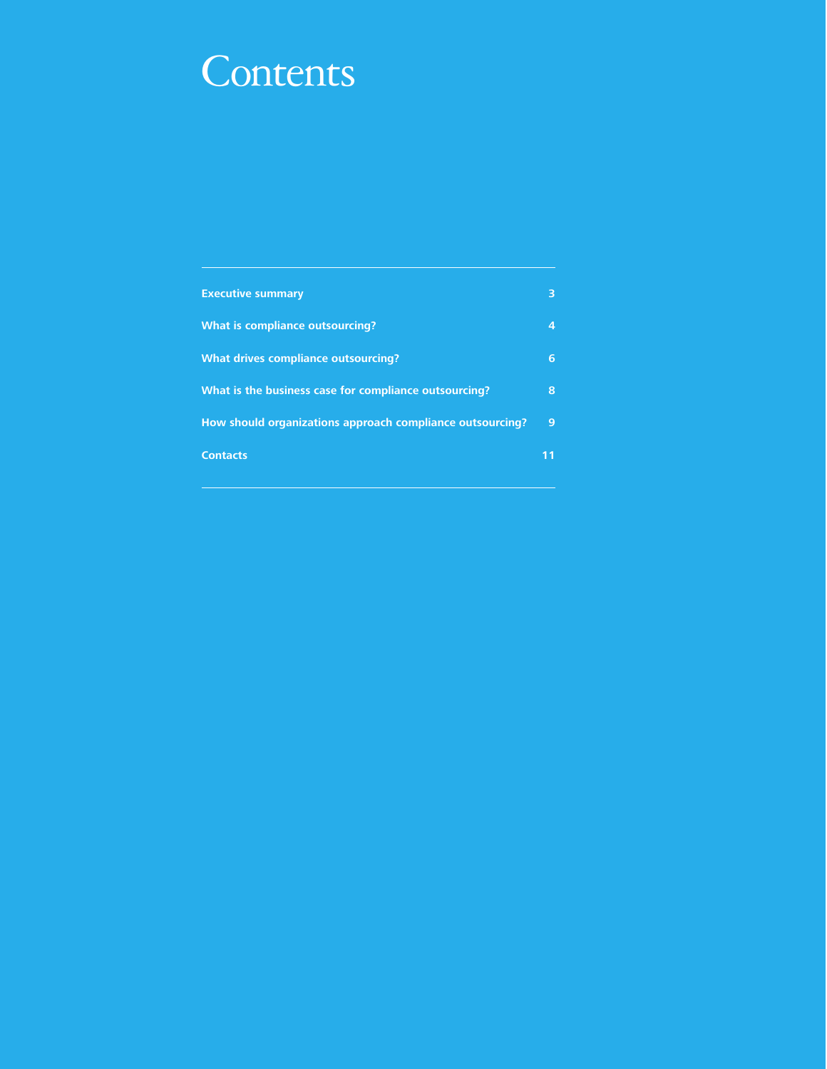# Contents

| | |
|---|---|
| **Executive summary** | **3** |
| **What is compliance outsourcing?** | **4** |
| **What drives compliance outsourcing?** | **6** |
| **What is the business case for compliance outsourcing?** | **8** |
| **How should organizations approach compliance outsourcing?** | **9** |
| **Contacts** | **11** |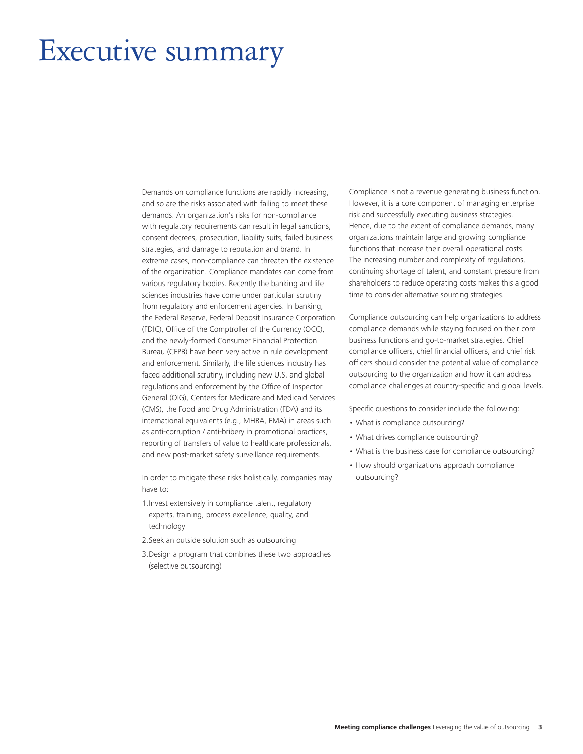# Executive summary

Demands on compliance functions are rapidly increasing, and so are the risks associated with failing to meet these demands. An organization's risks for non-compliance with regulatory requirements can result in legal sanctions, consent decrees, prosecution, liability suits, failed business strategies, and damage to reputation and brand. In extreme cases, non-compliance can threaten the existence of the organization. Compliance mandates can come from various regulatory bodies. Recently the banking and life sciences industries have come under particular scrutiny from regulatory and enforcement agencies. In banking, the Federal Reserve, Federal Deposit Insurance Corporation (FDIC), Office of the Comptroller of the Currency (OCC), and the newly-formed Consumer Financial Protection Bureau (CFPB) have been very active in rule development and enforcement. Similarly, the life sciences industry has faced additional scrutiny, including new U.S. and global regulations and enforcement by the Office of Inspector General (OIG), Centers for Medicare and Medicaid Services (CMS), the Food and Drug Administration (FDA) and its international equivalents (e.g., MHRA, EMA) in areas such as anti-corruption / anti-bribery in promotional practices, reporting of transfers of value to healthcare professionals, and new post-market safety surveillance requirements.

In order to mitigate these risks holistically, companies may have to:

1. Invest extensively in compliance talent, regulatory experts, training, process excellence, quality, and technology
2. Seek an outside solution such as outsourcing
3. Design a program that combines these two approaches (selective outsourcing)

Compliance is not a revenue generating business function. However, it is a core component of managing enterprise risk and successfully executing business strategies. Hence, due to the extent of compliance demands, many organizations maintain large and growing compliance functions that increase their overall operational costs. The increasing number and complexity of regulations, continuing shortage of talent, and constant pressure from shareholders to reduce operating costs makes this a good time to consider alternative sourcing strategies.

Compliance outsourcing can help organizations to address compliance demands while staying focused on their core business functions and go-to-market strategies. Chief compliance officers, chief financial officers, and chief risk officers should consider the potential value of compliance outsourcing to the organization and how it can address compliance challenges at country-specific and global levels.

Specific questions to consider include the following:

- What is compliance outsourcing?
- What drives compliance outsourcing?
- What is the business case for compliance outsourcing?
- How should organizations approach compliance outsourcing?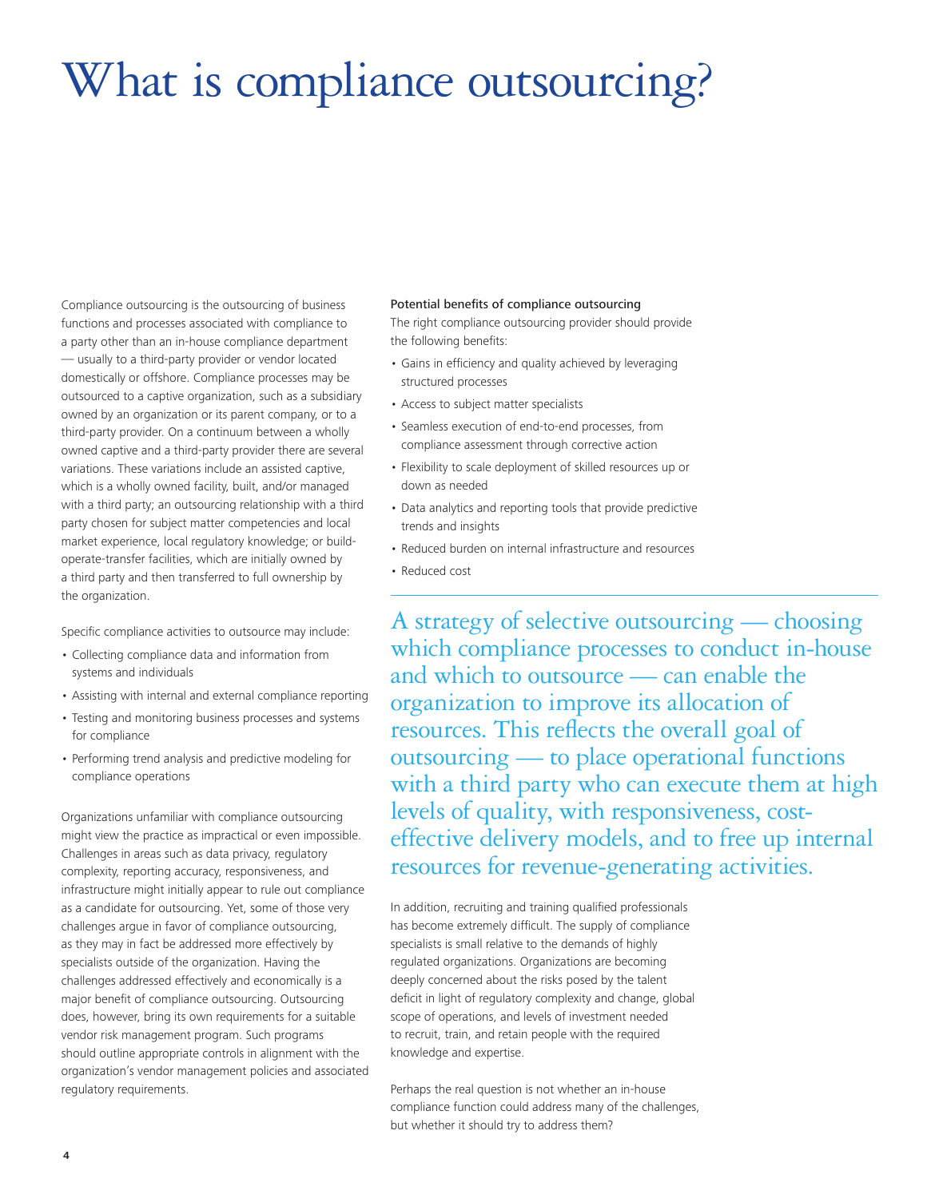# What is compliance outsourcing?

Compliance outsourcing is the outsourcing of business functions and processes associated with compliance to a party other than an in-house compliance department — usually to a third-party provider or vendor located domestically or offshore. Compliance processes may be outsourced to a captive organization, such as a subsidiary owned by an organization or its parent company, or to a third-party provider. On a continuum between a wholly owned captive and a third-party provider there are several variations. These variations include an assisted captive, which is a wholly owned facility, built, and/or managed with a third party; an outsourcing relationship with a third party chosen for subject matter competencies and local market experience, local regulatory knowledge; or build-operate-transfer facilities, which are initially owned by a third party and then transferred to full ownership by the organization.

Specific compliance activities to outsource may include:

- Collecting compliance data and information from systems and individuals
- Assisting with internal and external compliance reporting
- Testing and monitoring business processes and systems for compliance
- Performing trend analysis and predictive modeling for compliance operations

Organizations unfamiliar with compliance outsourcing might view the practice as impractical or even impossible. Challenges in areas such as data privacy, regulatory complexity, reporting accuracy, responsiveness, and infrastructure might initially appear to rule out compliance as a candidate for outsourcing. Yet, some of those very challenges argue in favor of compliance outsourcing, as they may in fact be addressed more effectively by specialists outside of the organization. Having the challenges addressed effectively and economically is a major benefit of compliance outsourcing. Outsourcing does, however, bring its own requirements for a suitable vendor risk management program. Such programs should outline appropriate controls in alignment with the organization's vendor management policies and associated regulatory requirements.

### Potential benefits of compliance outsourcing

The right compliance outsourcing provider should provide the following benefits:

- Gains in efficiency and quality achieved by leveraging structured processes
- Access to subject matter specialists
- Seamless execution of end-to-end processes, from compliance assessment through corrective action
- Flexibility to scale deployment of skilled resources up or down as needed
- Data analytics and reporting tools that provide predictive trends and insights
- Reduced burden on internal infrastructure and resources
- Reduced cost

> A strategy of selective outsourcing — choosing which compliance processes to conduct in-house and which to outsource — can enable the organization to improve its allocation of resources. This reflects the overall goal of outsourcing — to place operational functions with a third party who can execute them at high levels of quality, with responsiveness, cost-effective delivery models, and to free up internal resources for revenue-generating activities.

In addition, recruiting and training qualified professionals has become extremely difficult. The supply of compliance specialists is small relative to the demands of highly regulated organizations. Organizations are becoming deeply concerned about the risks posed by the talent deficit in light of regulatory complexity and change, global scope of operations, and levels of investment needed to recruit, train, and retain people with the required knowledge and expertise.

Perhaps the real question is not whether an in-house compliance function could address many of the challenges, but whether it should try to address them?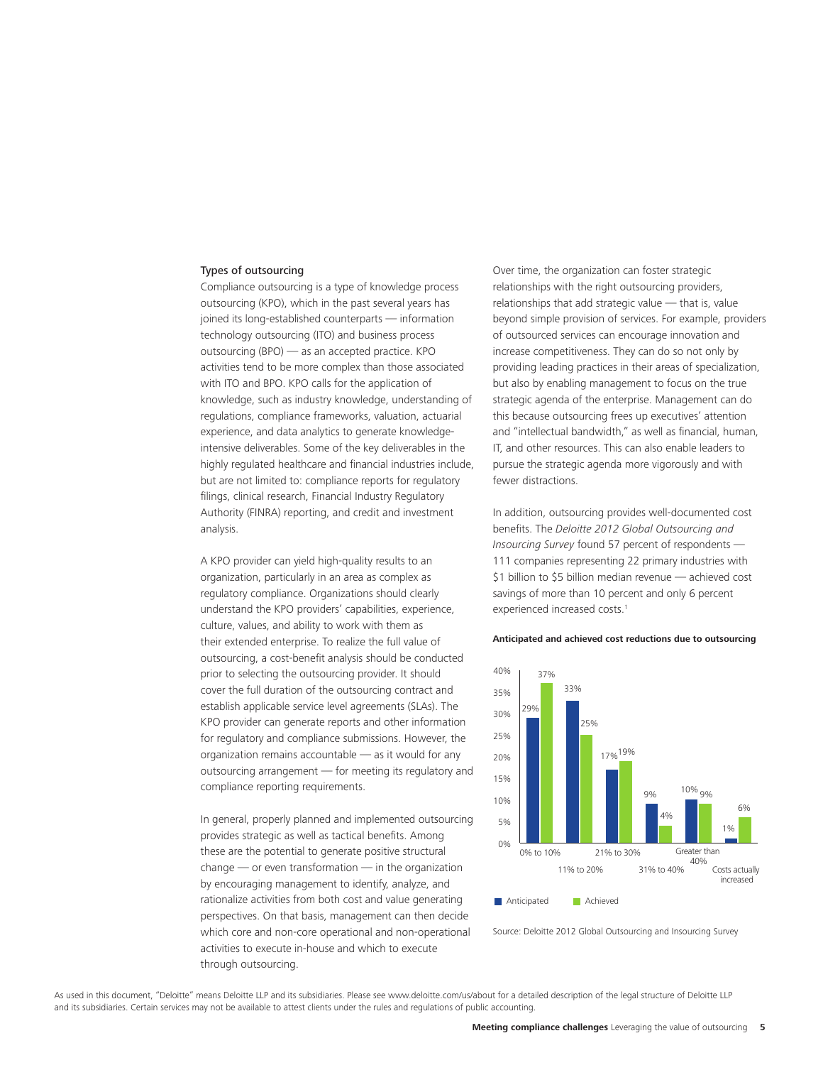### Types of outsourcing

Compliance outsourcing is a type of knowledge process outsourcing (KPO), which in the past several years has joined its long-established counterparts — information technology outsourcing (ITO) and business process outsourcing (BPO) — as an accepted practice. KPO activities tend to be more complex than those associated with ITO and BPO. KPO calls for the application of knowledge, such as industry knowledge, understanding of regulations, compliance frameworks, valuation, actuarial experience, and data analytics to generate knowledge-intensive deliverables. Some of the key deliverables in the highly regulated healthcare and financial industries include, but are not limited to: compliance reports for regulatory filings, clinical research, Financial Industry Regulatory Authority (FINRA) reporting, and credit and investment analysis.

A KPO provider can yield high-quality results to an organization, particularly in an area as complex as regulatory compliance. Organizations should clearly understand the KPO providers' capabilities, experience, culture, values, and ability to work with them as their extended enterprise. To realize the full value of outsourcing, a cost-benefit analysis should be conducted prior to selecting the outsourcing provider. It should cover the full duration of the outsourcing contract and establish applicable service level agreements (SLAs). The KPO provider can generate reports and other information for regulatory and compliance submissions. However, the organization remains accountable — as it would for any outsourcing arrangement — for meeting its regulatory and compliance reporting requirements.

In general, properly planned and implemented outsourcing provides strategic as well as tactical benefits. Among these are the potential to generate positive structural change — or even transformation — in the organization by encouraging management to identify, analyze, and rationalize activities from both cost and value generating perspectives. On that basis, management can then decide which core and non-core operational and non-operational activities to execute in-house and which to execute through outsourcing.

Over time, the organization can foster strategic relationships with the right outsourcing providers, relationships that add strategic value — that is, value beyond simple provision of services. For example, providers of outsourced services can encourage innovation and increase competitiveness. They can do so not only by providing leading practices in their areas of specialization, but also by enabling management to focus on the true strategic agenda of the enterprise. Management can do this because outsourcing frees up executives' attention and "intellectual bandwidth," as well as financial, human, IT, and other resources. This can also enable leaders to pursue the strategic agenda more vigorously and with fewer distractions.

In addition, outsourcing provides well-documented cost benefits. The *Deloitte 2012 Global Outsourcing and Insourcing Survey* found 57 percent of respondents — 111 companies representing 22 primary industries with $1 billion to $5 billion median revenue — achieved cost savings of more than 10 percent and only 6 percent experienced increased costs.[1]

**Anticipated and achieved cost reductions due to outsourcing**

40%
35%
30%
25%
20%
15%
10%
5%
0%

0% to 10%: 29% 37%
11% to 20%: 33% 25%
21% to 30%: 17% 19%
31% to 40%: 9% 4%
Greater than 40%: 10% 9%
Costs actually increased: 1% 6%

Anticipated
Achieved

Source: Deloitte 2012 Global Outsourcing and Insourcing Survey

As used in this document, "Deloitte" means Deloitte LLP and its subsidiaries. Please see www.deloitte.com/us/about for a detailed description of the legal structure of Deloitte LLP and its subsidiaries. Certain services may not be available to attest clients under the rules and regulations of public accounting.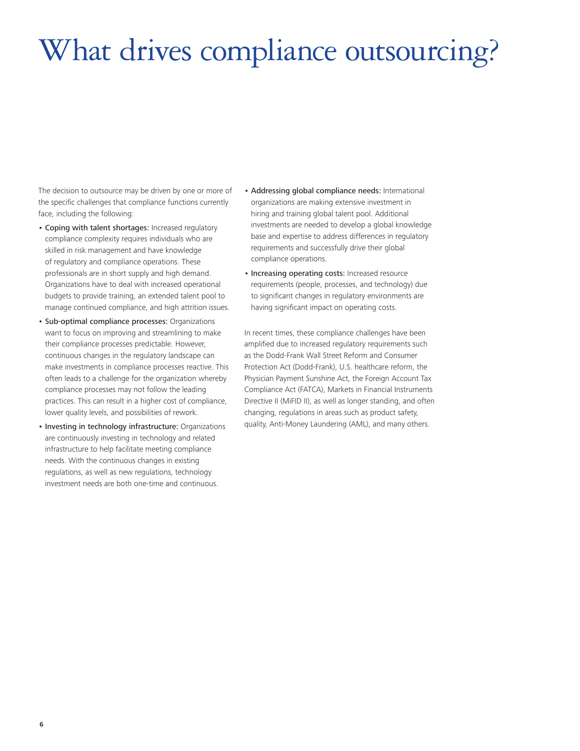# What drives compliance outsourcing?

The decision to outsource may be driven by one or more of the specific challenges that compliance functions currently face, including the following:

- Coping with talent shortages: Increased regulatory compliance complexity requires individuals who are skilled in risk management and have knowledge of regulatory and compliance operations. These professionals are in short supply and high demand. Organizations have to deal with increased operational budgets to provide training, an extended talent pool to manage continued compliance, and high attrition issues.
- Sub-optimal compliance processes: Organizations want to focus on improving and streamlining to make their compliance processes predictable. However, continuous changes in the regulatory landscape can make investments in compliance processes reactive. This often leads to a challenge for the organization whereby compliance processes may not follow the leading practices. This can result in a higher cost of compliance, lower quality levels, and possibilities of rework.
- Investing in technology infrastructure: Organizations are continuously investing in technology and related infrastructure to help facilitate meeting compliance needs. With the continuous changes in existing regulations, as well as new regulations, technology investment needs are both one-time and continuous.
- Addressing global compliance needs: International organizations are making extensive investment in hiring and training global talent pool. Additional investments are needed to develop a global knowledge base and expertise to address differences in regulatory requirements and successfully drive their global compliance operations.
- Increasing operating costs: Increased resource requirements (people, processes, and technology) due to significant changes in regulatory environments are having significant impact on operating costs.

In recent times, these compliance challenges have been amplified due to increased regulatory requirements such as the Dodd-Frank Wall Street Reform and Consumer Protection Act (Dodd-Frank), U.S. healthcare reform, the Physician Payment Sunshine Act, the Foreign Account Tax Compliance Act (FATCA), Markets in Financial Instruments Directive II (MiFID II), as well as longer standing, and often changing, regulations in areas such as product safety, quality, Anti-Money Laundering (AML), and many others.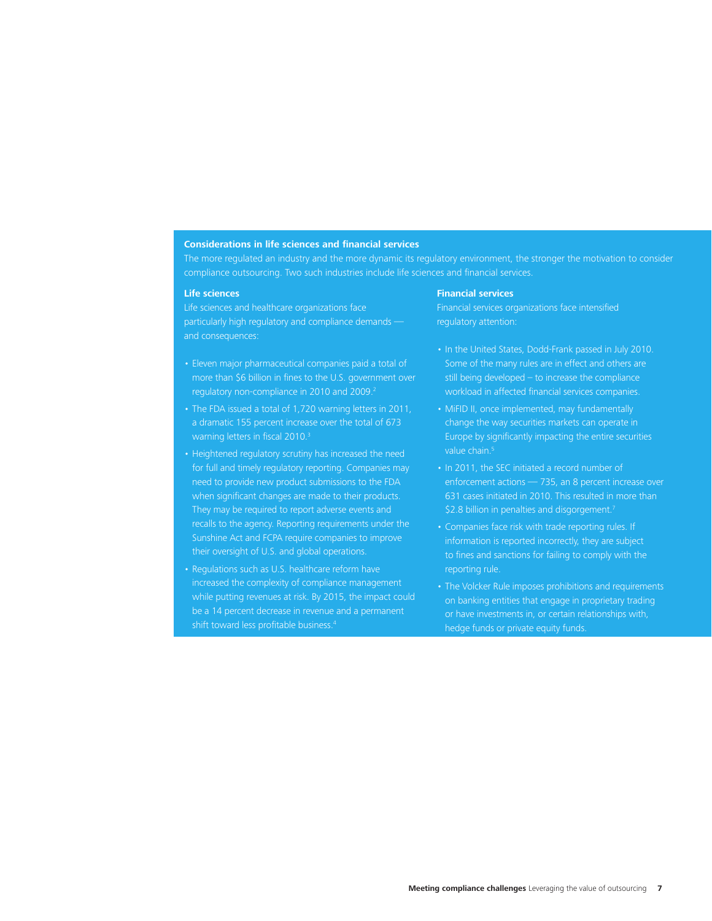### Considerations in life sciences and financial services

The more regulated an industry and the more dynamic its regulatory environment, the stronger the motivation to consider compliance outsourcing. Two such industries include life sciences and financial services.

#### Life sciences

Life sciences and healthcare organizations face particularly high regulatory and compliance demands — and consequences:

- Eleven major pharmaceutical companies paid a total of more than $6 billion in fines to the U.S. government over regulatory non-compliance in 2010 and 2009.[2]
- The FDA issued a total of 1,720 warning letters in 2011, a dramatic 155 percent increase over the total of 673 warning letters in fiscal 2010.[3]
- Heightened regulatory scrutiny has increased the need for full and timely regulatory reporting. Companies may need to provide new product submissions to the FDA when significant changes are made to their products. They may be required to report adverse events and recalls to the agency. Reporting requirements under the Sunshine Act and FCPA require companies to improve their oversight of U.S. and global operations.
- Regulations such as U.S. healthcare reform have increased the complexity of compliance management while putting revenues at risk. By 2015, the impact could be a 14 percent decrease in revenue and a permanent shift toward less profitable business.[4]

#### Financial services

Financial services organizations face intensified regulatory attention:

- In the United States, Dodd-Frank passed in July 2010. Some of the many rules are in effect and others are still being developed – to increase the compliance workload in affected financial services companies.
- MiFID II, once implemented, may fundamentally change the way securities markets can operate in Europe by significantly impacting the entire securities value chain.[5]
- In 2011, the SEC initiated a record number of enforcement actions — 735, an 8 percent increase over 631 cases initiated in 2010. This resulted in more than $2.8 billion in penalties and disgorgement.[7]
- Companies face risk with trade reporting rules. If information is reported incorrectly, they are subject to fines and sanctions for failing to comply with the reporting rule.
- The Volcker Rule imposes prohibitions and requirements on banking entities that engage in proprietary trading or have investments in, or certain relationships with, hedge funds or private equity funds.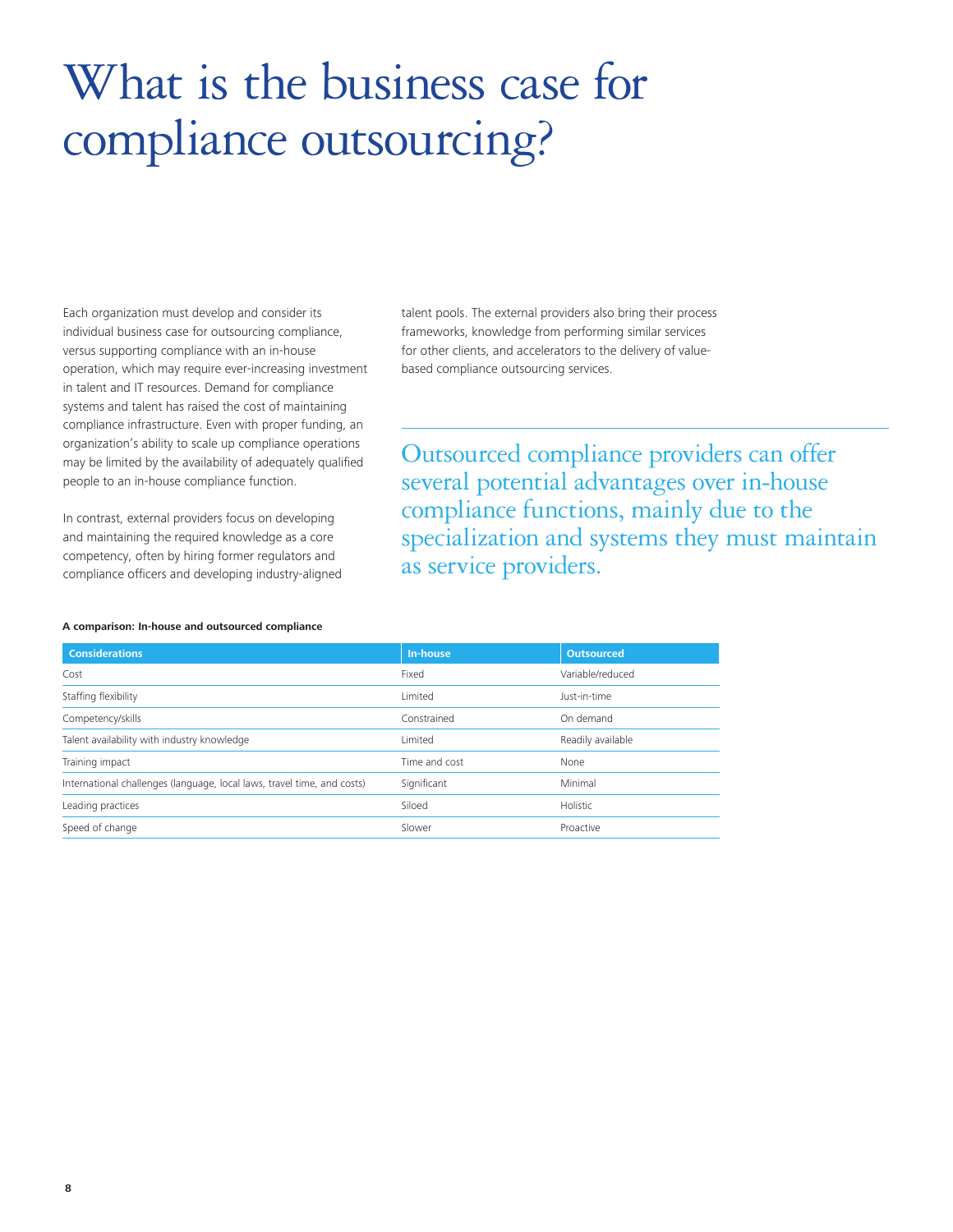# What is the business case for compliance outsourcing?

Each organization must develop and consider its individual business case for outsourcing compliance, versus supporting compliance with an in-house operation, which may require ever-increasing investment in talent and IT resources. Demand for compliance systems and talent has raised the cost of maintaining compliance infrastructure. Even with proper funding, an organization's ability to scale up compliance operations may be limited by the availability of adequately qualified people to an in-house compliance function.

In contrast, external providers focus on developing and maintaining the required knowledge as a core competency, often by hiring former regulators and compliance officers and developing industry-aligned talent pools. The external providers also bring their process frameworks, knowledge from performing similar services for other clients, and accelerators to the delivery of value-based compliance outsourcing services.

> Outsourced compliance providers can offer several potential advantages over in-house compliance functions, mainly due to the specialization and systems they must maintain as service providers.

**A comparison: In-house and outsourced compliance**

| Considerations | In-house | Outsourced |
|---|---|---|
| Cost | Fixed | Variable/reduced |
| Staffing flexibility | Limited | Just-in-time |
| Competency/skills | Constrained | On demand |
| Talent availability with industry knowledge | Limited | Readily available |
| Training impact | Time and cost | None |
| International challenges (language, local laws, travel time, and costs) | Significant | Minimal |
| Leading practices | Siloed | Holistic |
| Speed of change | Slower | Proactive |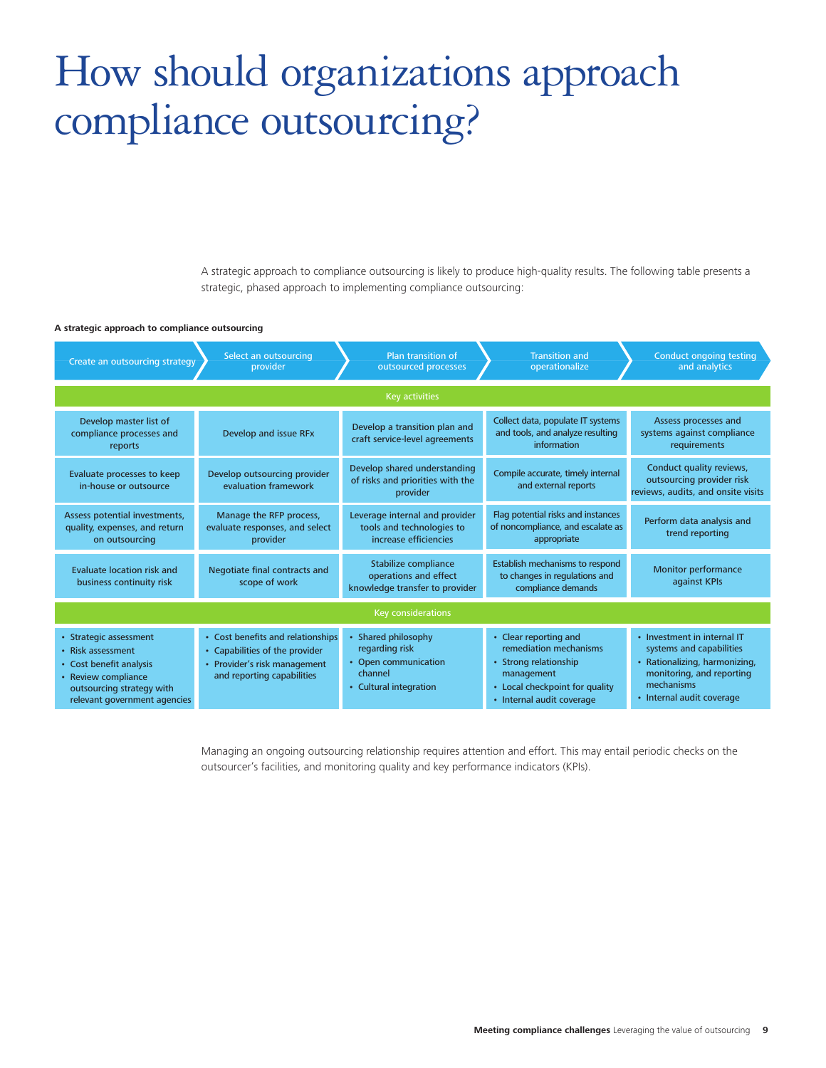# How should organizations approach compliance outsourcing?

A strategic approach to compliance outsourcing is likely to produce high-quality results. The following table presents a strategic, phased approach to implementing compliance outsourcing:

**A strategic approach to compliance outsourcing**

| Create an outsourcing strategy | Select an outsourcing provider | Plan transition of outsourced processes | Transition and operationalize | Conduct ongoing testing and analytics |
|---|---|---|---|---|
| **Key activities** | | | | |
| Develop master list of compliance processes and reports | Develop and issue RFx | Develop a transition plan and craft service-level agreements | Collect data, populate IT systems and tools, and analyze resulting information | Assess processes and systems against compliance requirements |
| Evaluate processes to keep in-house or outsource | Develop outsourcing provider evaluation framework | Develop shared understanding of risks and priorities with the provider | Compile accurate, timely internal and external reports | Conduct quality reviews, outsourcing provider risk reviews, audits, and onsite visits |
| Assess potential investments, quality, expenses, and return on outsourcing | Manage the RFP process, evaluate responses, and select provider | Leverage internal and provider tools and technologies to increase efficiencies | Flag potential risks and instances of noncompliance, and escalate as appropriate | Perform data analysis and trend reporting |
| Evaluate location risk and business continuity risk | Negotiate final contracts and scope of work | Stabilize compliance operations and effect knowledge transfer to provider | Establish mechanisms to respond to changes in regulations and compliance demands | Monitor performance against KPIs |
| **Key considerations** | | | | |
| • Strategic assessment<br>• Risk assessment<br>• Cost benefit analysis<br>• Review compliance outsourcing strategy with relevant government agencies | • Cost benefits and relationships<br>• Capabilities of the provider<br>• Provider's risk management and reporting capabilities | • Shared philosophy regarding risk<br>• Open communication channel<br>• Cultural integration | • Clear reporting and remediation mechanisms<br>• Strong relationship management<br>• Local checkpoint for quality<br>• Internal audit coverage | • Investment in internal IT systems and capabilities<br>• Rationalizing, harmonizing, monitoring, and reporting mechanisms<br>• Internal audit coverage |

Managing an ongoing outsourcing relationship requires attention and effort. This may entail periodic checks on the outsourcer's facilities, and monitoring quality and key performance indicators (KPIs).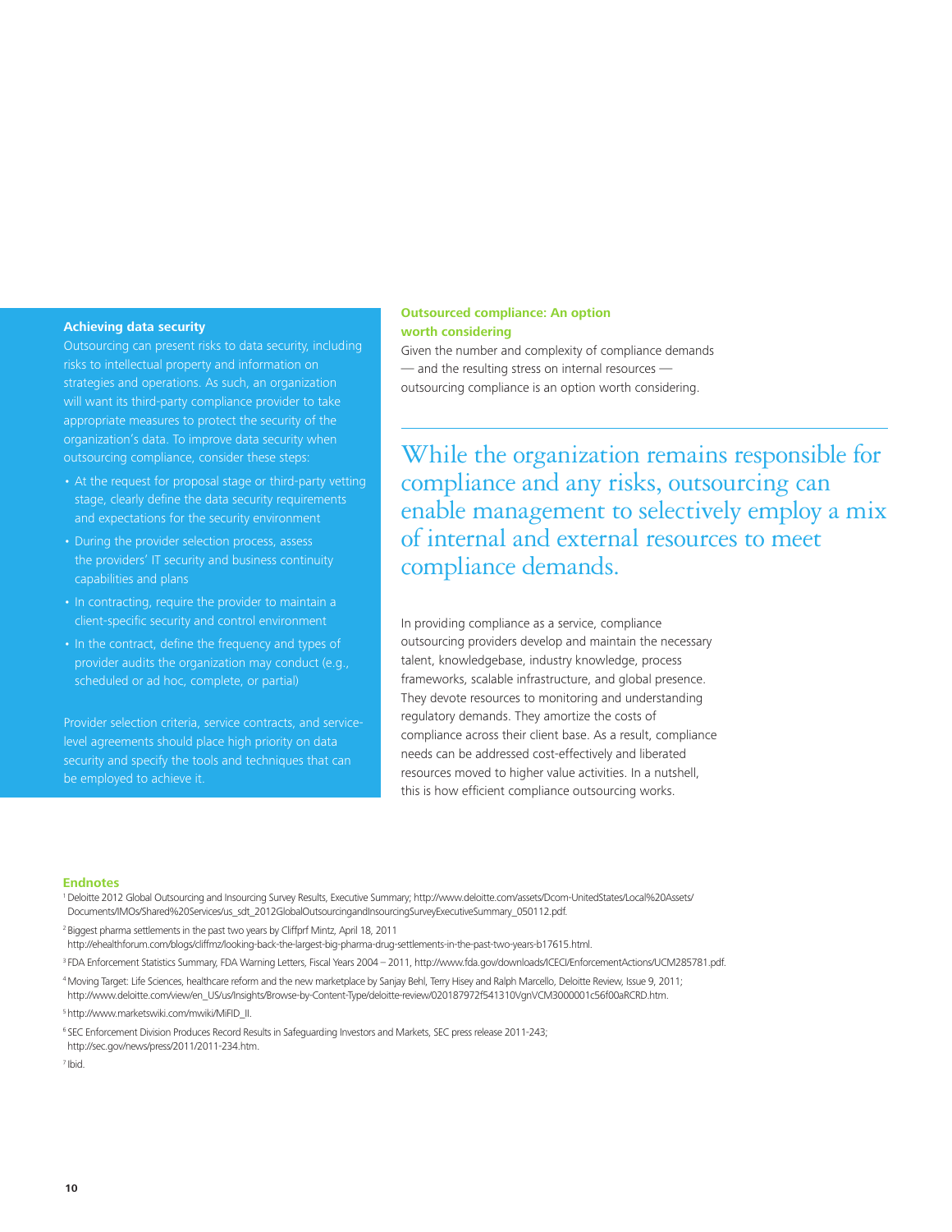### Achieving data security

Outsourcing can present risks to data security, including risks to intellectual property and information on strategies and operations. As such, an organization will want its third-party compliance provider to take appropriate measures to protect the security of the organization's data. To improve data security when outsourcing compliance, consider these steps:

- At the request for proposal stage or third-party vetting stage, clearly define the data security requirements and expectations for the security environment
- During the provider selection process, assess the providers' IT security and business continuity capabilities and plans
- In contracting, require the provider to maintain a client-specific security and control environment
- In the contract, define the frequency and types of provider audits the organization may conduct (e.g., scheduled or ad hoc, complete, or partial)

Provider selection criteria, service contracts, and service-level agreements should place high priority on data security and specify the tools and techniques that can be employed to achieve it.

### Outsourced compliance: An option worth considering

Given the number and complexity of compliance demands — and the resulting stress on internal resources — outsourcing compliance is an option worth considering.

> While the organization remains responsible for compliance and any risks, outsourcing can enable management to selectively employ a mix of internal and external resources to meet compliance demands.

In providing compliance as a service, compliance outsourcing providers develop and maintain the necessary talent, knowledgebase, industry knowledge, process frameworks, scalable infrastructure, and global presence. They devote resources to monitoring and understanding regulatory demands. They amortize the costs of compliance across their client base. As a result, compliance needs can be addressed cost-effectively and liberated resources moved to higher value activities. In a nutshell, this is how efficient compliance outsourcing works.

### Endnotes

[1] Deloitte 2012 Global Outsourcing and Insourcing Survey Results, Executive Summary; http://www.deloitte.com/assets/Dcom-UnitedStates/Local%20Assets/Documents/IMOs/Shared%20Services/us_sdt_2012GlobalOutsourcingandInsourcingSurveyExecutiveSummary_050112.pdf.

[2] Biggest pharma settlements in the past two years by Cliffprf Mintz, April 18, 2011 http://ehealthforum.com/blogs/cliffmz/looking-back-the-largest-big-pharma-drug-settlements-in-the-past-two-years-b17615.html.

[3] FDA Enforcement Statistics Summary, FDA Warning Letters, Fiscal Years 2004 – 2011, http://www.fda.gov/downloads/ICECI/EnforcementActions/UCM285781.pdf.

[4] Moving Target: Life Sciences, healthcare reform and the new marketplace by Sanjay Behl, Terry Hisey and Ralph Marcello, Deloitte Review, Issue 9, 2011; http://www.deloitte.com/view/en_US/us/Insights/Browse-by-Content-Type/deloitte-review/020187972f541310VgnVCM3000001c56f00aRCRD.htm.

[5] http://www.marketswiki.com/mwiki/MiFID_II.

[6] SEC Enforcement Division Produces Record Results in Safeguarding Investors and Markets, SEC press release 2011-243; http://sec.gov/news/press/2011/2011-234.htm.

[7] Ibid.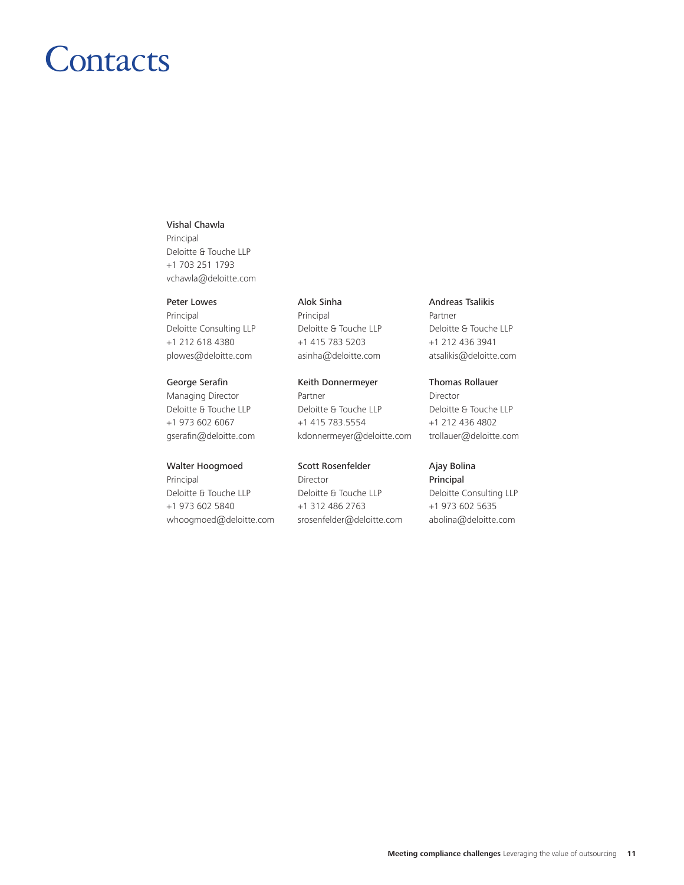# Contacts

**Vishal Chawla**
Principal
Deloitte & Touche LLP
+1 703 251 1793
vchawla@deloitte.com

**Peter Lowes**
Principal
Deloitte Consulting LLP
+1 212 618 4380
plowes@deloitte.com

**George Serafin**
Managing Director
Deloitte & Touche LLP
+1 973 602 6067
gserafin@deloitte.com

**Walter Hoogmoed**
Principal
Deloitte & Touche LLP
+1 973 602 5840
whoogmoed@deloitte.com

**Alok Sinha**
Principal
Deloitte & Touche LLP
+1 415 783 5203
asinha@deloitte.com

**Keith Donnermeyer**
Partner
Deloitte & Touche LLP
+1 415 783.5554
kdonnermeyer@deloitte.com

**Scott Rosenfelder**
Director
Deloitte & Touche LLP
+1 312 486 2763
srosenfelder@deloitte.com

**Andreas Tsalikis**
Partner
Deloitte & Touche LLP
+1 212 436 3941
atsalikis@deloitte.com

**Thomas Rollauer**
Director
Deloitte & Touche LLP
+1 212 436 4802
trollauer@deloitte.com

**Ajay Bolina**
**Principal**
Deloitte Consulting LLP
+1 973 602 5635
abolina@deloitte.com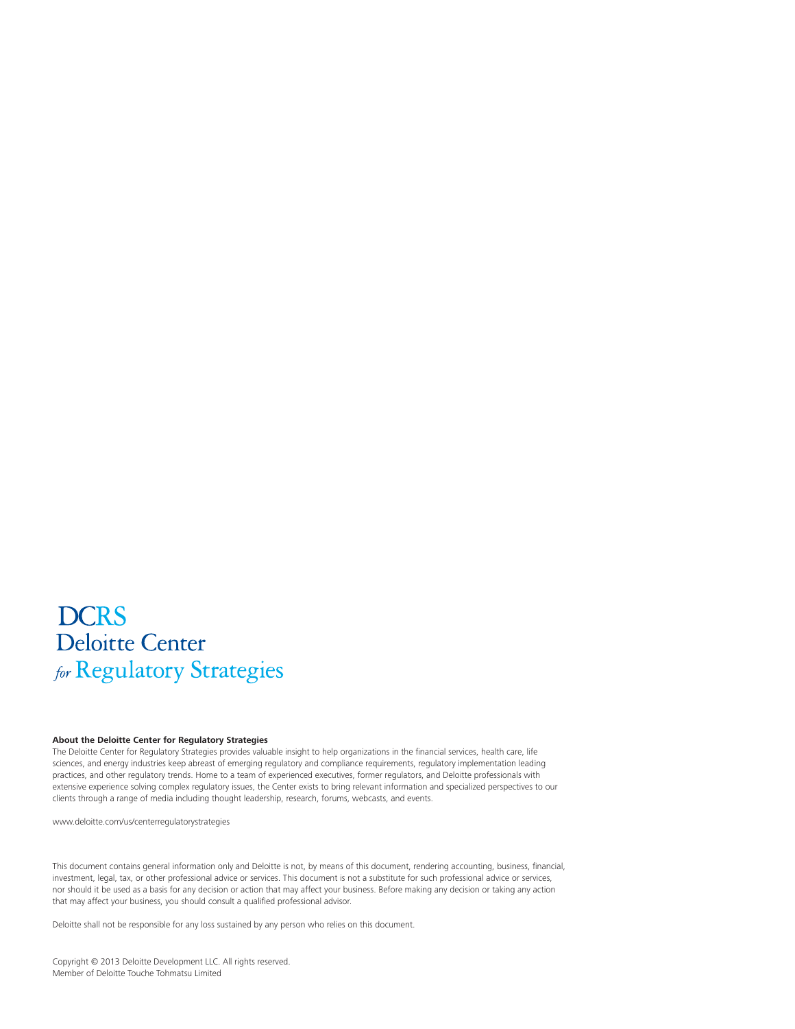DCRS
Deloitte Center
*for* Regulatory Strategies

**About the Deloitte Center for Regulatory Strategies**
The Deloitte Center for Regulatory Strategies provides valuable insight to help organizations in the financial services, health care, life sciences, and energy industries keep abreast of emerging regulatory and compliance requirements, regulatory implementation leading practices, and other regulatory trends. Home to a team of experienced executives, former regulators, and Deloitte professionals with extensive experience solving complex regulatory issues, the Center exists to bring relevant information and specialized perspectives to our clients through a range of media including thought leadership, research, forums, webcasts, and events.

www.deloitte.com/us/centerregulatorystrategies

This document contains general information only and Deloitte is not, by means of this document, rendering accounting, business, financial, investment, legal, tax, or other professional advice or services. This document is not a substitute for such professional advice or services, nor should it be used as a basis for any decision or action that may affect your business. Before making any decision or taking any action that may affect your business, you should consult a qualified professional advisor.

Deloitte shall not be responsible for any loss sustained by any person who relies on this document.

Copyright © 2013 Deloitte Development LLC. All rights reserved.
Member of Deloitte Touche Tohmatsu Limited